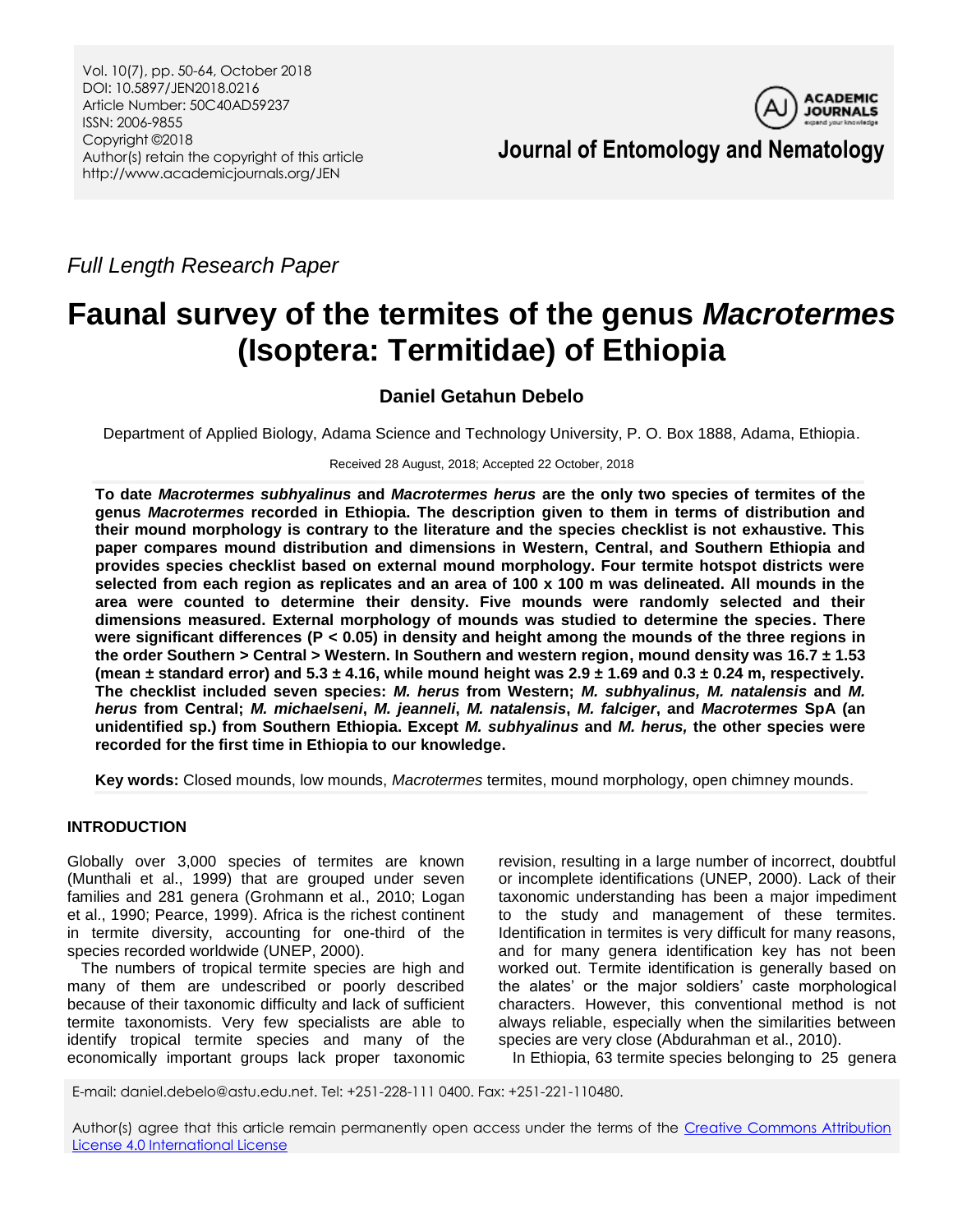Full Length Research Paper

# Faunal survey of the termites of the genus *Macrotermes* (Isoptera: Termitidae) of Ethiopia

**Daniel Getahun Debelo**

Department of Applied Biology, Adama Science and Technology University, P. O. Box 1888, Adama, Ethiopia.

Received 28 August, 2018; Accepted 22 October, 2018

**To date *Macrotermes subhyalinus* and *Macrotermes herus* are the only two species of termites of the genus *Macrotermes* recorded in Ethiopia. The description given to them in terms of distribution and their mound morphology is contrary to the literature and the species checklist is not exhaustive. This paper compares mound distribution and dimensions in Western, Central, and Southern Ethiopia and provides species checklist based on external mound morphology. Four termite hotspot districts were selected from each region as replicates and an area of 100 x 100 m was delineated. All mounds in the area were counted to determine their density. Five mounds were randomly selected and their dimensions measured. External morphology of mounds was studied to determine the species. There were significant differences ($P < 0.05$) in density and height among the mounds of the three regions in the order Southern > Central > Western. In Southern and western region, mound density was 16.7 ± 1.53 (mean ± standard error) and 5.3 ± 4.16, while mound height was 2.9 ± 1.69 and 0.3 ± 0.24 m, respectively. The checklist included seven species: *M. herus* from Western; *M. subhyalinus, M. natalensis* and *M. herus* from Central; *M. michaelseni*, *M. jeanneli*, *M. natalensis*, *M. falciger*, and *Macrotermes* SpA (an unidentified sp.) from Southern Ethiopia. Except *M. subhyalinus* and *M. herus,* the other species were recorded for the first time in Ethiopia to our knowledge.**

**Key words:** Closed mounds, low mounds, *Macrotermes* termites, mound morphology, open chimney mounds.

## INTRODUCTION

Globally over 3,000 species of termites are known (Munthali et al., 1999) that are grouped under seven families and 281 genera (Grohmann et al., 2010; Logan et al., 1990; Pearce, 1999). Africa is the richest continent in termite diversity, accounting for one-third of the species recorded worldwide (UNEP, 2000).

The numbers of tropical termite species are high and many of them are undescribed or poorly described because of their taxonomic difficulty and lack of sufficient termite taxonomists. Very few specialists are able to identify tropical termite species and many of the economically important groups lack proper taxonomic revision, resulting in a large number of incorrect, doubtful or incomplete identifications (UNEP, 2000). Lack of their taxonomic understanding has been a major impediment to the study and management of these termites. Identification in termites is very difficult for many reasons, and for many genera identification key has not been worked out. Termite identification is generally based on the alates' or the major soldiers' caste morphological characters. However, this conventional method is not always reliable, especially when the similarities between species are very close (Abdurahman et al., 2010).

In Ethiopia, 63 termite species belonging to 25 genera

E-mail: daniel.debelo@astu.edu.net. Tel: +251-228-111 0400. Fax: +251-221-110480.

Author(s) agree that this article remain permanently open access under the terms of the Creative Commons Attribution License 4.0 International License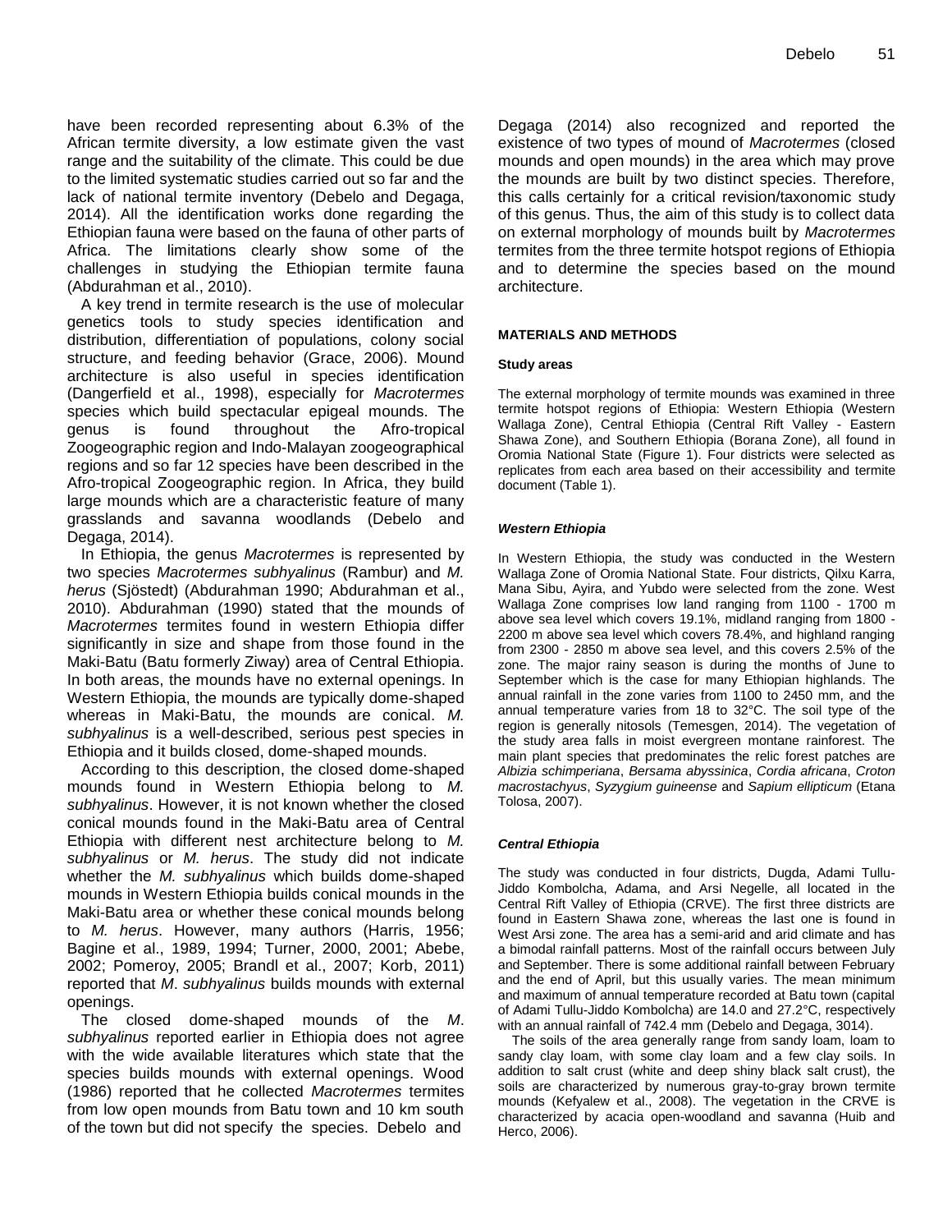have been recorded representing about 6.3% of the African termite diversity, a low estimate given the vast range and the suitability of the climate. This could be due to the limited systematic studies carried out so far and the lack of national termite inventory (Debelo and Degaga, 2014). All the identification works done regarding the Ethiopian fauna were based on the fauna of other parts of Africa. The limitations clearly show some of the challenges in studying the Ethiopian termite fauna (Abdurahman et al., 2010).

A key trend in termite research is the use of molecular genetics tools to study species identification and distribution, differentiation of populations, colony social structure, and feeding behavior (Grace, 2006). Mound architecture is also useful in species identification (Dangerfield et al., 1998), especially for *Macrotermes* species which build spectacular epigeal mounds. The genus is found throughout the Afro-tropical Zoogeographic region and Indo-Malayan zoogeographical regions and so far 12 species have been described in the Afro-tropical Zoogeographic region. In Africa, they build large mounds which are a characteristic feature of many grasslands and savanna woodlands (Debelo and Degaga, 2014).

In Ethiopia, the genus *Macrotermes* is represented by two species *Macrotermes subhyalinus* (Rambur) and *M. herus* (Sjöstedt) (Abdurahman 1990; Abdurahman et al., 2010). Abdurahman (1990) stated that the mounds of *Macrotermes* termites found in western Ethiopia differ significantly in size and shape from those found in the Maki-Batu (Batu formerly Ziway) area of Central Ethiopia. In both areas, the mounds have no external openings. In Western Ethiopia, the mounds are typically dome-shaped whereas in Maki-Batu, the mounds are conical. *M. subhyalinus* is a well-described, serious pest species in Ethiopia and it builds closed, dome-shaped mounds.

According to this description, the closed dome-shaped mounds found in Western Ethiopia belong to *M. subhyalinus*. However, it is not known whether the closed conical mounds found in the Maki-Batu area of Central Ethiopia with different nest architecture belong to *M. subhyalinus* or *M. herus*. The study did not indicate whether the *M. subhyalinus* which builds dome-shaped mounds in Western Ethiopia builds conical mounds in the Maki-Batu area or whether these conical mounds belong to *M. herus*. However, many authors (Harris, 1956; Bagine et al., 1989, 1994; Turner, 2000, 2001; Abebe, 2002; Pomeroy, 2005; Brandl et al., 2007; Korb, 2011) reported that *M*. *subhyalinus* builds mounds with external openings.

The closed dome-shaped mounds of the *M*. *subhyalinus* reported earlier in Ethiopia does not agree with the wide available literatures which state that the species builds mounds with external openings. Wood (1986) reported that he collected *Macrotermes* termites from low open mounds from Batu town and 10 km south of the town but did not specify the species. Debelo and Degaga (2014) also recognized and reported the existence of two types of mound of *Macrotermes* (closed mounds and open mounds) in the area which may prove the mounds are built by two distinct species. Therefore, this calls certainly for a critical revision/taxonomic study of this genus. Thus, the aim of this study is to collect data on external morphology of mounds built by *Macrotermes* termites from the three termite hotspot regions of Ethiopia and to determine the species based on the mound architecture.

## MATERIALS AND METHODS

### Study areas

The external morphology of termite mounds was examined in three termite hotspot regions of Ethiopia: Western Ethiopia (Western Wallaga Zone), Central Ethiopia (Central Rift Valley - Eastern Shawa Zone), and Southern Ethiopia (Borana Zone), all found in Oromia National State (Figure 1). Four districts were selected as replicates from each area based on their accessibility and termite document (Table 1).

#### *Western Ethiopia*

In Western Ethiopia, the study was conducted in the Western Wallaga Zone of Oromia National State. Four districts, Qilxu Karra, Mana Sibu, Ayira, and Yubdo were selected from the zone. West Wallaga Zone comprises low land ranging from 1100 - 1700 m above sea level which covers 19.1%, midland ranging from 1800 - 2200 m above sea level which covers 78.4%, and highland ranging from 2300 - 2850 m above sea level, and this covers 2.5% of the zone. The major rainy season is during the months of June to September which is the case for many Ethiopian highlands. The annual rainfall in the zone varies from 1100 to 2450 mm, and the annual temperature varies from 18 to 32°C. The soil type of the region is generally nitosols (Temesgen, 2014). The vegetation of the study area falls in moist evergreen montane rainforest. The main plant species that predominates the relic forest patches are *Albizia schimperiana*, *Bersama abyssinica*, *Cordia africana*, *Croton macrostachyus*, *Syzygium guineense* and *Sapium ellipticum* (Etana Tolosa, 2007).

#### *Central Ethiopia*

The study was conducted in four districts, Dugda, Adami Tullu-Jiddo Kombolcha, Adama, and Arsi Negelle, all located in the Central Rift Valley of Ethiopia (CRVE). The first three districts are found in Eastern Shawa zone, whereas the last one is found in West Arsi zone. The area has a semi-arid and arid climate and has a bimodal rainfall patterns. Most of the rainfall occurs between July and September. There is some additional rainfall between February and the end of April, but this usually varies. The mean minimum and maximum of annual temperature recorded at Batu town (capital of Adami Tullu-Jiddo Kombolcha) are 14.0 and 27.2°C, respectively with an annual rainfall of 742.4 mm (Debelo and Degaga, 3014).

The soils of the area generally range from sandy loam, loam to sandy clay loam, with some clay loam and a few clay soils. In addition to salt crust (white and deep shiny black salt crust), the soils are characterized by numerous gray-to-gray brown termite mounds (Kefyalew et al., 2008). The vegetation in the CRVE is characterized by acacia open-woodland and savanna (Huib and Herco, 2006).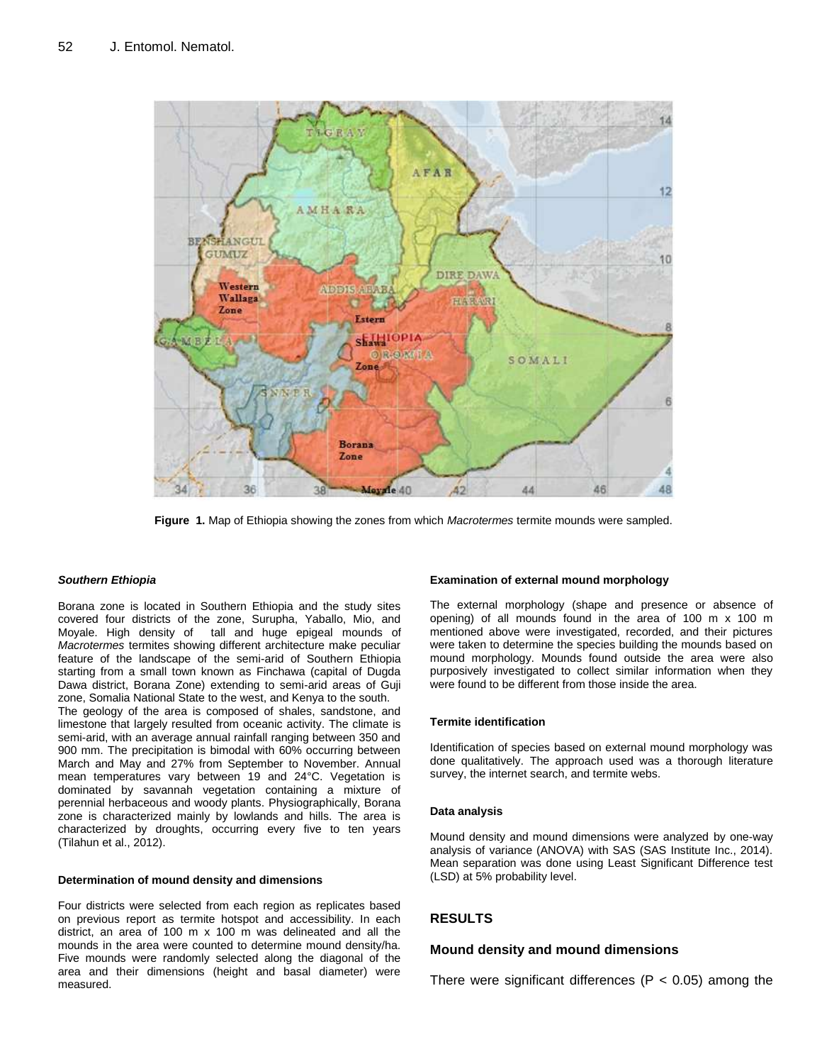Figure 1. Map of Ethiopia showing the zones from which *Macrotermes* termite mounds were sampled.

***Southern Ethiopia***

Borana zone is located in Southern Ethiopia and the study sites covered four districts of the zone, Surupha, Yaballo, Mio, and Moyale. High density of tall and huge epigeal mounds of *Macrotermes* termites showing different architecture make peculiar feature of the landscape of the semi-arid of Southern Ethiopia starting from a small town known as Finchawa (capital of Dugda Dawa district, Borana Zone) extending to semi-arid areas of Guji zone, Somalia National State to the west, and Kenya to the south.

The geology of the area is composed of shales, sandstone, and limestone that largely resulted from oceanic activity. The climate is semi-arid, with an average annual rainfall ranging between 350 and 900 mm. The precipitation is bimodal with 60% occurring between March and May and 27% from September to November. Annual mean temperatures vary between 19 and 24°C. Vegetation is dominated by savannah vegetation containing a mixture of perennial herbaceous and woody plants. Physiographically, Borana zone is characterized mainly by lowlands and hills. The area is characterized by droughts, occurring every five to ten years (Tilahun et al., 2012).

**Determination of mound density and dimensions**

Four districts were selected from each region as replicates based on previous report as termite hotspot and accessibility. In each district, an area of 100 m x 100 m was delineated and all the mounds in the area were counted to determine mound density/ha. Five mounds were randomly selected along the diagonal of the area and their dimensions (height and basal diameter) were measured.

**Examination of external mound morphology**

The external morphology (shape and presence or absence of opening) of all mounds found in the area of 100 m x 100 m mentioned above were investigated, recorded, and their pictures were taken to determine the species building the mounds based on mound morphology. Mounds found outside the area were also purposively investigated to collect similar information when they were found to be different from those inside the area.

**Termite identification**

Identification of species based on external mound morphology was done qualitatively. The approach used was a thorough literature survey, the internet search, and termite webs.

**Data analysis**

Mound density and mound dimensions were analyzed by one-way analysis of variance (ANOVA) with SAS (SAS Institute Inc., 2014). Mean separation was done using Least Significant Difference test (LSD) at 5% probability level.

## RESULTS

### Mound density and mound dimensions

There were significant differences ($P < 0.05$) among the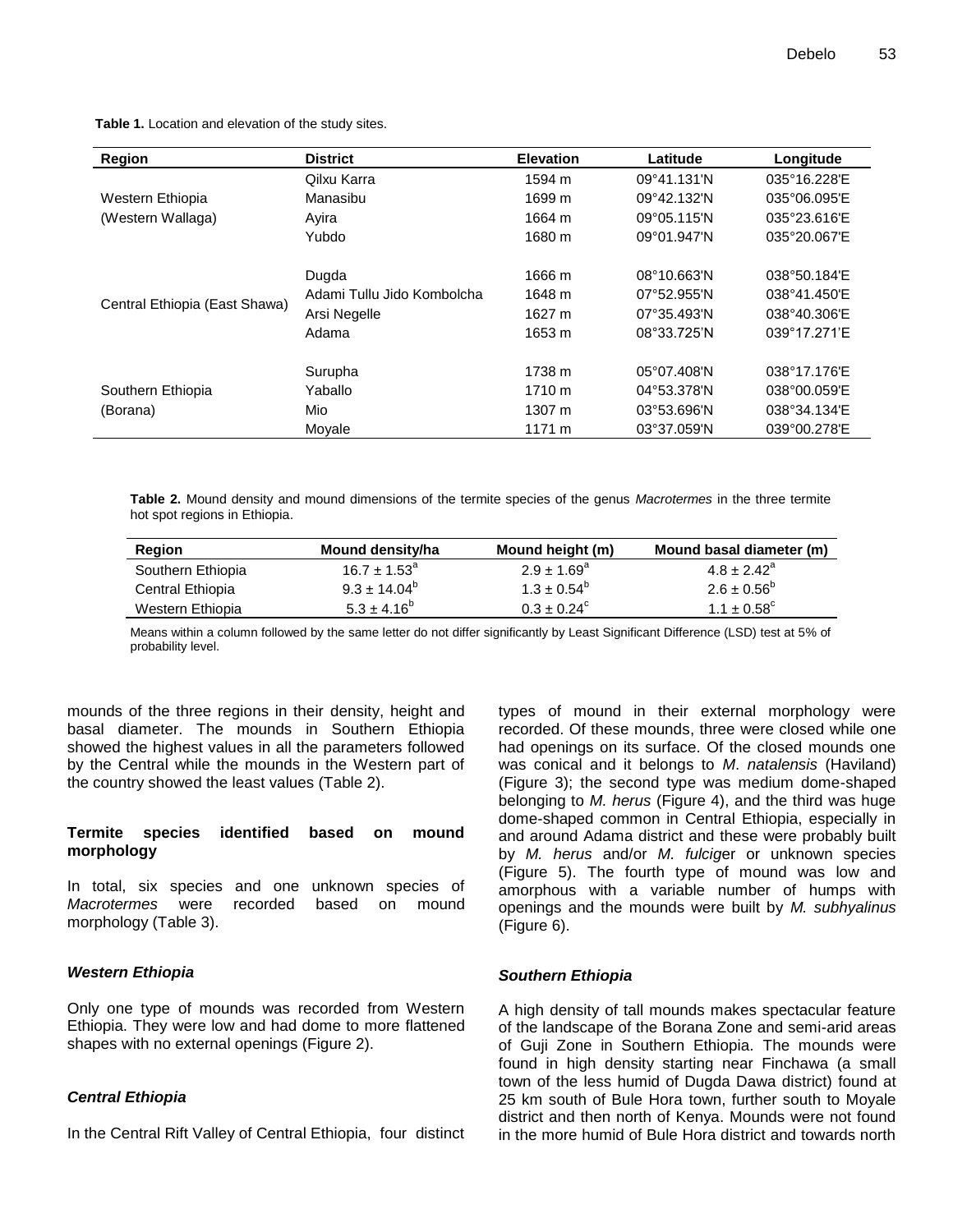**Table 1.** Location and elevation of the study sites.

| Region | District | Elevation | Latitude | Longitude |
|---|---|---|---|---|
| Western Ethiopia (Western Wallaga) | Qilxu Karra | 1594 m | 09°41.131'N | 035°16.228'E |
| | Manasibu | 1699 m | 09°42.132'N | 035°06.095'E |
| | Ayira | 1664 m | 09°05.115'N | 035°23.616'E |
| | Yubdo | 1680 m | 09°01.947'N | 035°20.067'E |
| Central Ethiopia (East Shawa) | Dugda | 1666 m | 08°10.663'N | 038°50.184'E |
| | Adami Tullu Jido Kombolcha | 1648 m | 07°52.955'N | 038°41.450'E |
| | Arsi Negelle | 1627 m | 07°35.493'N | 038°40.306'E |
| | Adama | 1653 m | 08°33.725'N | 039°17.271'E |
| Southern Ethiopia (Borana) | Surupha | 1738 m | 05°07.408'N | 038°17.176'E |
| | Yaballo | 1710 m | 04°53.378'N | 038°00.059'E |
| | Mio | 1307 m | 03°53.696'N | 038°34.134'E |
| | Moyale | 1171 m | 03°37.059'N | 039°00.278'E |

**Table 2.** Mound density and mound dimensions of the termite species of the genus *Macrotermes* in the three termite hot spot regions in Ethiopia.

| Region | Mound density/ha | Mound height (m) | Mound basal diameter (m) |
|---|---|---|---|
| Southern Ethiopia | $16.7 \pm 1.53^{a}$ | $2.9 \pm 1.69^{a}$ | $4.8 \pm 2.42^{a}$ |
| Central Ethiopia | $9.3 \pm 14.04^{b}$ | $1.3 \pm 0.54^{b}$ | $2.6 \pm 0.56^{b}$ |
| Western Ethiopia | $5.3 \pm 4.16^{b}$ | $0.3 \pm 0.24^{c}$ | $1.1 \pm 0.58^{c}$ |

Means within a column followed by the same letter do not differ significantly by Least Significant Difference (LSD) test at 5% of probability level.

mounds of the three regions in their density, height and basal diameter. The mounds in Southern Ethiopia showed the highest values in all the parameters followed by the Central while the mounds in the Western part of the country showed the least values (Table 2).

### Termite species identified based on mound morphology

In total, six species and one unknown species of *Macrotermes* were recorded based on mound morphology (Table 3).

#### *Western Ethiopia*

Only one type of mounds was recorded from Western Ethiopia. They were low and had dome to more flattened shapes with no external openings (Figure 2).

#### *Central Ethiopia*

In the Central Rift Valley of Central Ethiopia, four distinct types of mound in their external morphology were recorded. Of these mounds, three were closed while one had openings on its surface. Of the closed mounds one was conical and it belongs to *M. natalensis* (Haviland) (Figure 3); the second type was medium dome-shaped belonging to *M. herus* (Figure 4), and the third was huge dome-shaped common in Central Ethiopia, especially in and around Adama district and these were probably built by *M. herus* and/or *M. fulciger* or unknown species (Figure 5). The fourth type of mound was low and amorphous with a variable number of humps with openings and the mounds were built by *M. subhyalinus* (Figure 6).

#### *Southern Ethiopia*

A high density of tall mounds makes spectacular feature of the landscape of the Borana Zone and semi-arid areas of Guji Zone in Southern Ethiopia. The mounds were found in high density starting near Finchawa (a small town of the less humid of Dugda Dawa district) found at 25 km south of Bule Hora town, further south to Moyale district and then north of Kenya. Mounds were not found in the more humid of Bule Hora district and towards north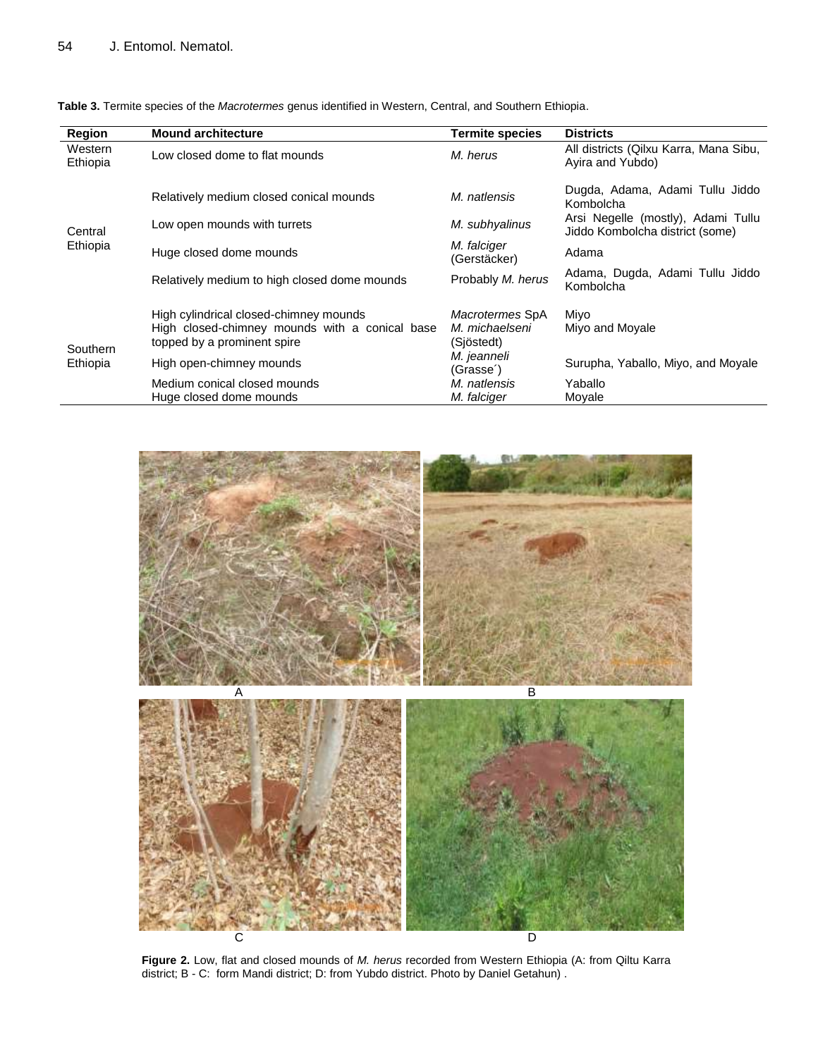**Table 3.** Termite species of the *Macrotermes* genus identified in Western, Central, and Southern Ethiopia.

| Region | Mound architecture | Termite species | Districts |
|---|---|---|---|
| Western Ethiopia | Low closed dome to flat mounds | *M. herus* | All districts (Qilxu Karra, Mana Sibu, Ayira and Yubdo) |
| Central Ethiopia | Relatively medium closed conical mounds | *M. natlensis* | Dugda, Adama, Adami Tullu Jiddo Kombolcha |
| | Low open mounds with turrets | *M. subhyalinus* | Arsi Negelle (mostly), Adami Tullu Jiddo Kombolcha district (some) |
| | Huge closed dome mounds | *M. falciger* (Gerstäcker) | Adama |
| | Relatively medium to high closed dome mounds | Probably *M. herus* | Adama, Dugda, Adami Tullu Jiddo Kombolcha |
| Southern Ethiopia | High cylindrical closed-chimney mounds | *Macrotermes* SpA | Miyo |
| | High closed-chimney mounds with a conical base topped by a prominent spire | *M. michaelseni* (Sjöstedt) | Miyo and Moyale |
| | High open-chimney mounds | *M. jeanneli* (Grasse´) | Surupha, Yaballo, Miyo, and Moyale |
| | Medium conical closed mounds | *M. natlensis* | Yaballo |
| | Huge closed dome mounds | *M. falciger* | Moyale |

**Figure 2.** Low, flat and closed mounds of *M. herus* recorded from Western Ethiopia (A: from Qiltu Karra district; B - C: form Mandi district; D: from Yubdo district. Photo by Daniel Getahun) .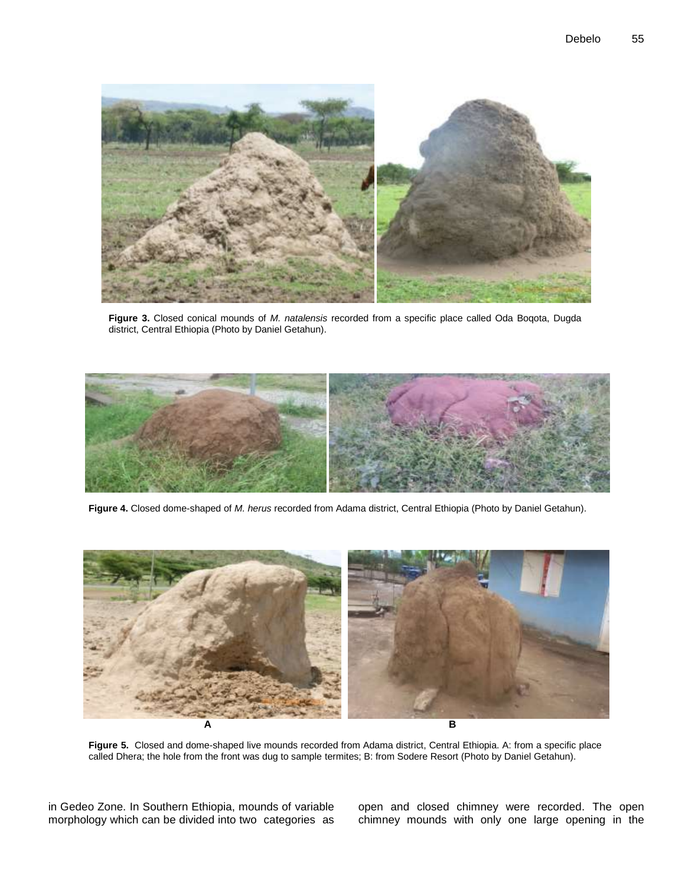**Figure 3.** Closed conical mounds of *M. natalensis* recorded from a specific place called Oda Boqota, Dugda district, Central Ethiopia (Photo by Daniel Getahun).

**Figure 4.** Closed dome-shaped of *M. herus* recorded from Adama district, Central Ethiopia (Photo by Daniel Getahun).

**Figure 5.** Closed and dome-shaped live mounds recorded from Adama district, Central Ethiopia. A: from a specific place called Dhera; the hole from the front was dug to sample termites; B: from Sodere Resort (Photo by Daniel Getahun).

in Gedeo Zone. In Southern Ethiopia, mounds of variable morphology which can be divided into two categories as open and closed chimney were recorded. The open chimney mounds with only one large opening in the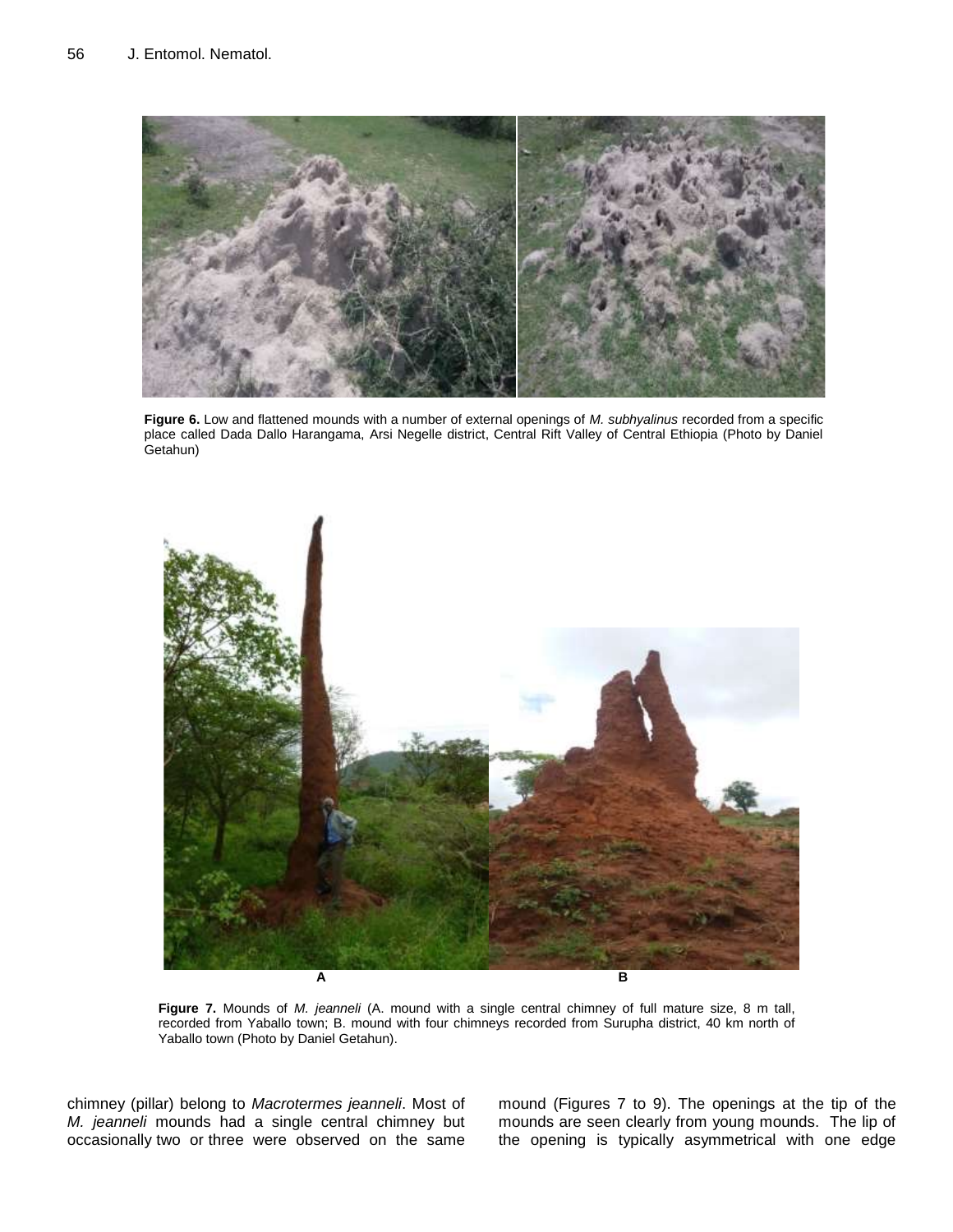**Figure 6.** Low and flattened mounds with a number of external openings of *M. subhyalinus* recorded from a specific place called Dada Dallo Harangama, Arsi Negelle district, Central Rift Valley of Central Ethiopia (Photo by Daniel Getahun)

**Figure 7.** Mounds of *M. jeanneli* (A. mound with a single central chimney of full mature size, 8 m tall, recorded from Yaballo town; B. mound with four chimneys recorded from Surupha district, 40 km north of Yaballo town (Photo by Daniel Getahun).

chimney (pillar) belong to *Macrotermes jeanneli*. Most of *M. jeanneli* mounds had a single central chimney but occasionally two or three were observed on the same mound (Figures 7 to 9). The openings at the tip of the mounds are seen clearly from young mounds. The lip of the opening is typically asymmetrical with one edge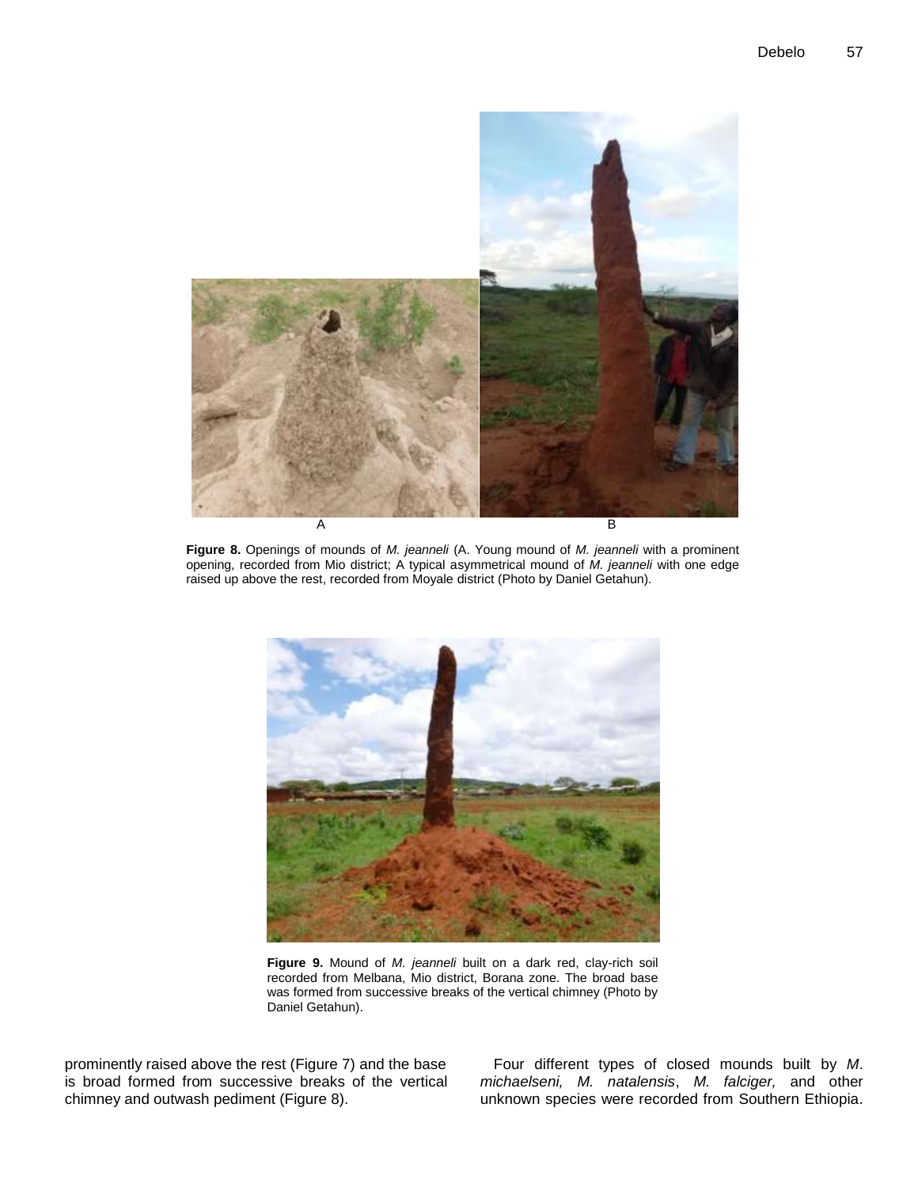A

B

**Figure 8.** Openings of mounds of *M. jeanneli* (A. Young mound of *M. jeanneli* with a prominent opening, recorded from Mio district; A typical asymmetrical mound of *M. jeanneli* with one edge raised up above the rest, recorded from Moyale district (Photo by Daniel Getahun).

**Figure 9.** Mound of *M. jeanneli* built on a dark red, clay-rich soil recorded from Melbana, Mio district, Borana zone. The broad base was formed from successive breaks of the vertical chimney (Photo by Daniel Getahun).

prominently raised above the rest (Figure 7) and the base is broad formed from successive breaks of the vertical chimney and outwash pediment (Figure 8).

Four different types of closed mounds built by *M. michaelseni, M. natalensis*, *M. falciger,* and other unknown species were recorded from Southern Ethiopia.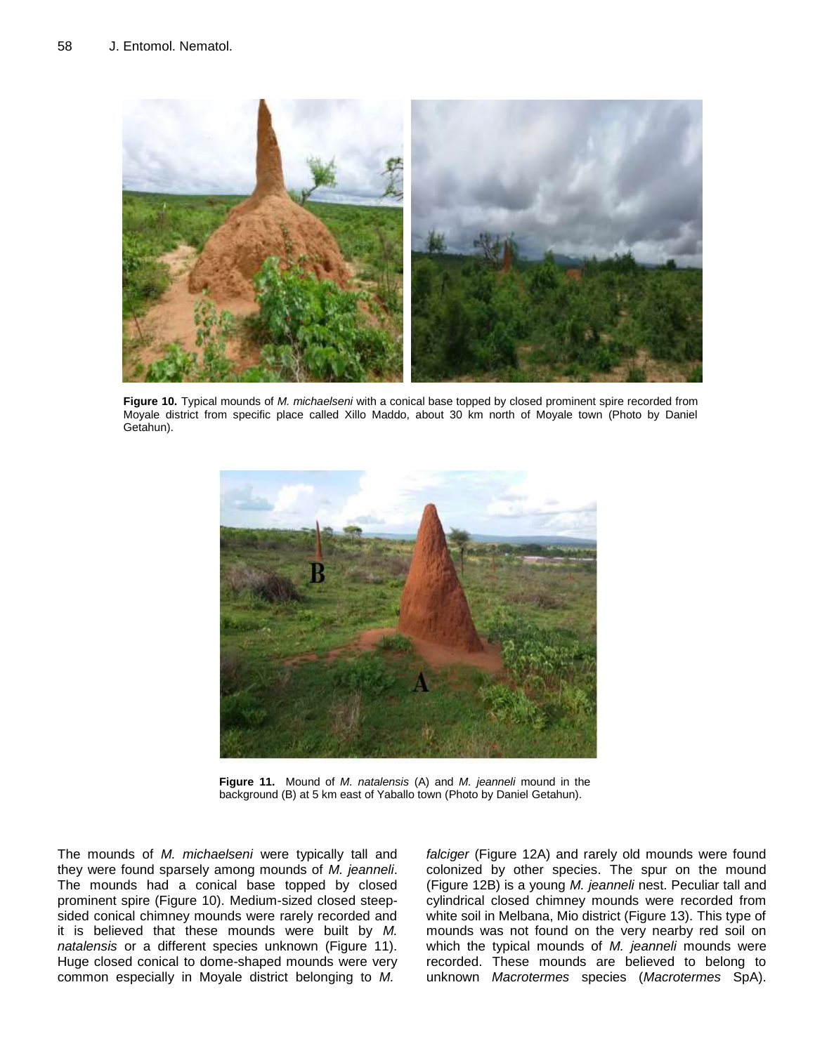**Figure 10.** Typical mounds of *M. michaelseni* with a conical base topped by closed prominent spire recorded from Moyale district from specific place called Xillo Maddo, about 30 km north of Moyale town (Photo by Daniel Getahun).

**Figure 11.** Mound of *M. natalensis* (A) and *M. jeanneli* mound in the background (B) at 5 km east of Yaballo town (Photo by Daniel Getahun).

The mounds of *M. michaelseni* were typically tall and they were found sparsely among mounds of *M. jeanneli*. The mounds had a conical base topped by closed prominent spire (Figure 10). Medium-sized closed steep-sided conical chimney mounds were rarely recorded and it is believed that these mounds were built by *M. natalensis* or a different species unknown (Figure 11). Huge closed conical to dome-shaped mounds were very common especially in Moyale district belonging to *M. falciger* (Figure 12A) and rarely old mounds were found colonized by other species. The spur on the mound (Figure 12B) is a young *M. jeanneli* nest. Peculiar tall and cylindrical closed chimney mounds were recorded from white soil in Melbana, Mio district (Figure 13). This type of mounds was not found on the very nearby red soil on which the typical mounds of *M. jeanneli* mounds were recorded. These mounds are believed to belong to unknown *Macrotermes* species (*Macrotermes* SpA).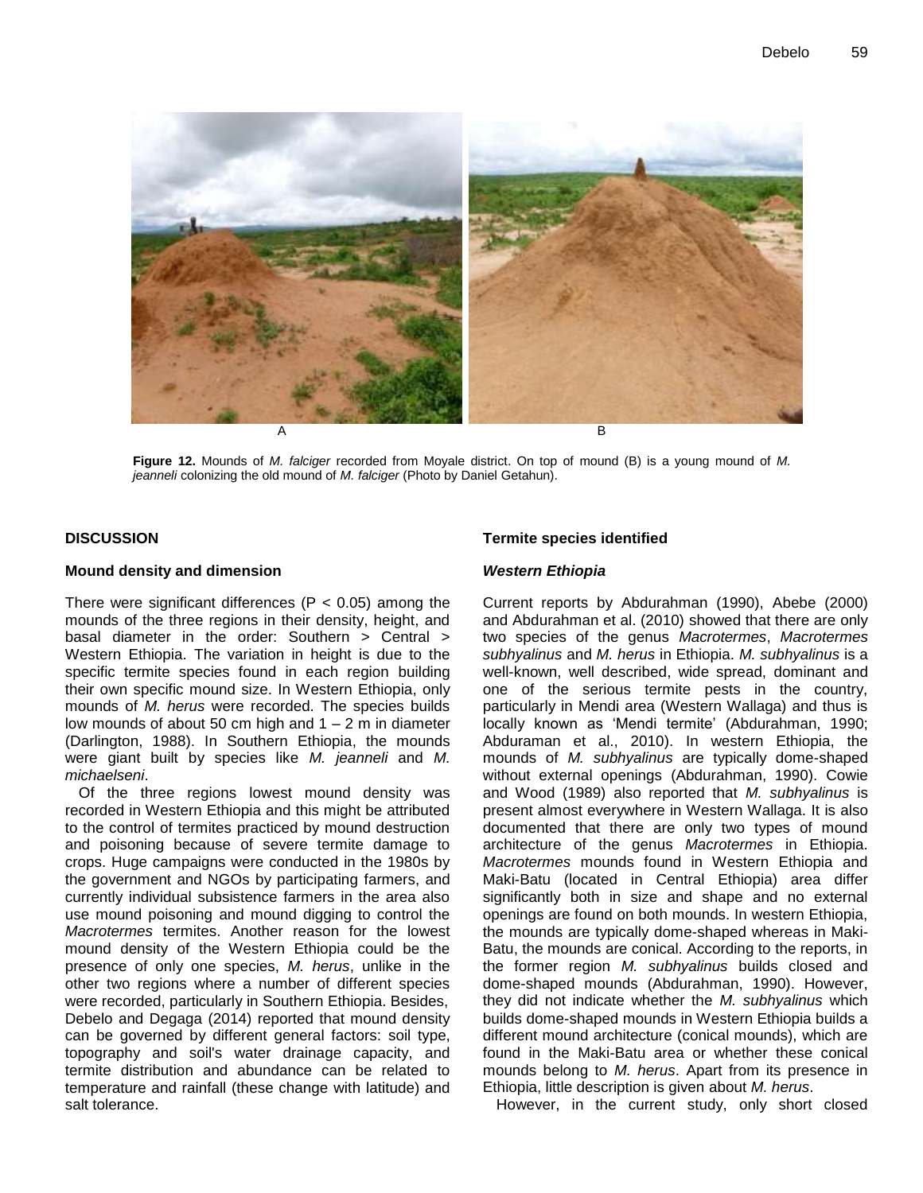A B

**Figure 12.** Mounds of *M. falciger* recorded from Moyale district. On top of mound (B) is a young mound of *M. jeanneli* colonizing the old mound of *M. falciger* (Photo by Daniel Getahun).

## DISCUSSION

### Mound density and dimension

There were significant differences ($P < 0.05$) among the mounds of the three regions in their density, height, and basal diameter in the order: Southern > Central > Western Ethiopia. The variation in height is due to the specific termite species found in each region building their own specific mound size. In Western Ethiopia, only mounds of *M. herus* were recorded. The species builds low mounds of about 50 cm high and 1 – 2 m in diameter (Darlington, 1988). In Southern Ethiopia, the mounds were giant built by species like *M. jeanneli* and *M. michaelseni*.

Of the three regions lowest mound density was recorded in Western Ethiopia and this might be attributed to the control of termites practiced by mound destruction and poisoning because of severe termite damage to crops. Huge campaigns were conducted in the 1980s by the government and NGOs by participating farmers, and currently individual subsistence farmers in the area also use mound poisoning and mound digging to control the *Macrotermes* termites. Another reason for the lowest mound density of the Western Ethiopia could be the presence of only one species, *M. herus*, unlike in the other two regions where a number of different species were recorded, particularly in Southern Ethiopia. Besides, Debelo and Degaga (2014) reported that mound density can be governed by different general factors: soil type, topography and soil's water drainage capacity, and termite distribution and abundance can be related to temperature and rainfall (these change with latitude) and salt tolerance.

### Termite species identified

#### *Western Ethiopia*

Current reports by Abdurahman (1990), Abebe (2000) and Abdurahman et al. (2010) showed that there are only two species of the genus *Macrotermes*, *Macrotermes subhyalinus* and *M. herus* in Ethiopia. *M. subhyalinus* is a well-known, well described, wide spread, dominant and one of the serious termite pests in the country, particularly in Mendi area (Western Wallaga) and thus is locally known as 'Mendi termite' (Abdurahman, 1990; Abduraman et al., 2010). In western Ethiopia, the mounds of *M. subhyalinus* are typically dome-shaped without external openings (Abdurahman, 1990). Cowie and Wood (1989) also reported that *M. subhyalinus* is present almost everywhere in Western Wallaga. It is also documented that there are only two types of mound architecture of the genus *Macrotermes* in Ethiopia. *Macrotermes* mounds found in Western Ethiopia and Maki-Batu (located in Central Ethiopia) area differ significantly both in size and shape and no external openings are found on both mounds. In western Ethiopia, the mounds are typically dome-shaped whereas in Maki-Batu, the mounds are conical. According to the reports, in the former region *M. subhyalinus* builds closed and dome-shaped mounds (Abdurahman, 1990). However, they did not indicate whether the *M. subhyalinus* which builds dome-shaped mounds in Western Ethiopia builds a different mound architecture (conical mounds), which are found in the Maki-Batu area or whether these conical mounds belong to *M. herus*. Apart from its presence in Ethiopia, little description is given about *M. herus*.

However, in the current study, only short closed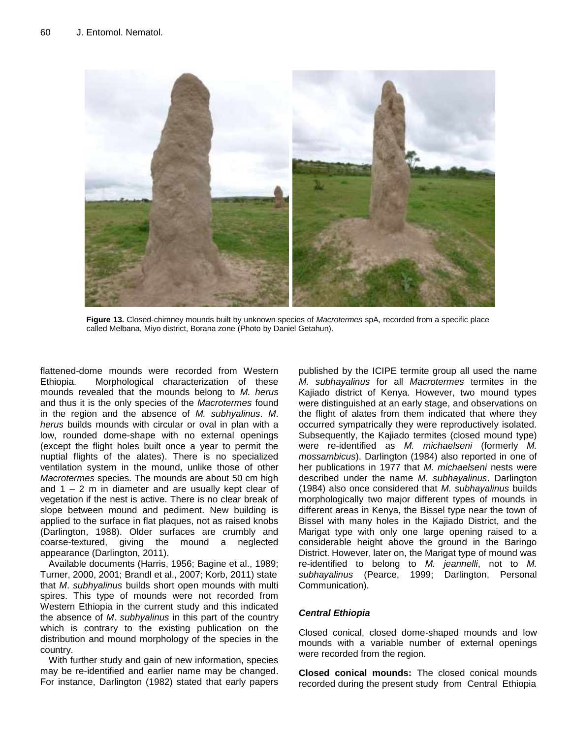**Figure 13.** Closed-chimney mounds built by unknown species of *Macrotermes* spA, recorded from a specific place called Melbana, Miyo district, Borana zone (Photo by Daniel Getahun).

flattened-dome mounds were recorded from Western Ethiopia. Morphological characterization of these mounds revealed that the mounds belong to *M. herus* and thus it is the only species of the *Macrotermes* found in the region and the absence of *M. subhyalinus*. *M. herus* builds mounds with circular or oval in plan with a low, rounded dome-shape with no external openings (except the flight holes built once a year to permit the nuptial flights of the alates). There is no specialized ventilation system in the mound, unlike those of other *Macrotermes* species. The mounds are about 50 cm high and 1 – 2 m in diameter and are usually kept clear of vegetation if the nest is active. There is no clear break of slope between mound and pediment. New building is applied to the surface in flat plaques, not as raised knobs (Darlington, 1988). Older surfaces are crumbly and coarse-textured, giving the mound a neglected appearance (Darlington, 2011).

Available documents (Harris, 1956; Bagine et al., 1989; Turner, 2000, 2001; Brandl et al., 2007; Korb, 2011) state that *M*. *subhyalinus* builds short open mounds with multi spires. This type of mounds were not recorded from Western Ethiopia in the current study and this indicated the absence of *M*. *subhyalinus* in this part of the country which is contrary to the existing publication on the distribution and mound morphology of the species in the country.

With further study and gain of new information, species may be re-identified and earlier name may be changed. For instance, Darlington (1982) stated that early papers published by the ICIPE termite group all used the name *M. subhayalinus* for all *Macrotermes* termites in the Kajiado district of Kenya. However, two mound types were distinguished at an early stage, and observations on the flight of alates from them indicated that where they occurred sympatrically they were reproductively isolated. Subsequently, the Kajiado termites (closed mound type) were re-identified as *M. michaelseni* (formerly *M. mossambicus*). Darlington (1984) also reported in one of her publications in 1977 that *M. michaelseni* nests were described under the name *M. subhayalinus*. Darlington (1984) also once considered that *M. subhayalinus* builds morphologically two major different types of mounds in different areas in Kenya, the Bissel type near the town of Bissel with many holes in the Kajiado District, and the Marigat type with only one large opening raised to a considerable height above the ground in the Baringo District. However, later on, the Marigat type of mound was re-identified to belong to *M. jeannelli*, not to *M. subhayalinus* (Pearce, 1999; Darlington, Personal Communication).

### *Central Ethiopia*

Closed conical, closed dome-shaped mounds and low mounds with a variable number of external openings were recorded from the region.

**Closed conical mounds:** The closed conical mounds recorded during the present study from Central Ethiopia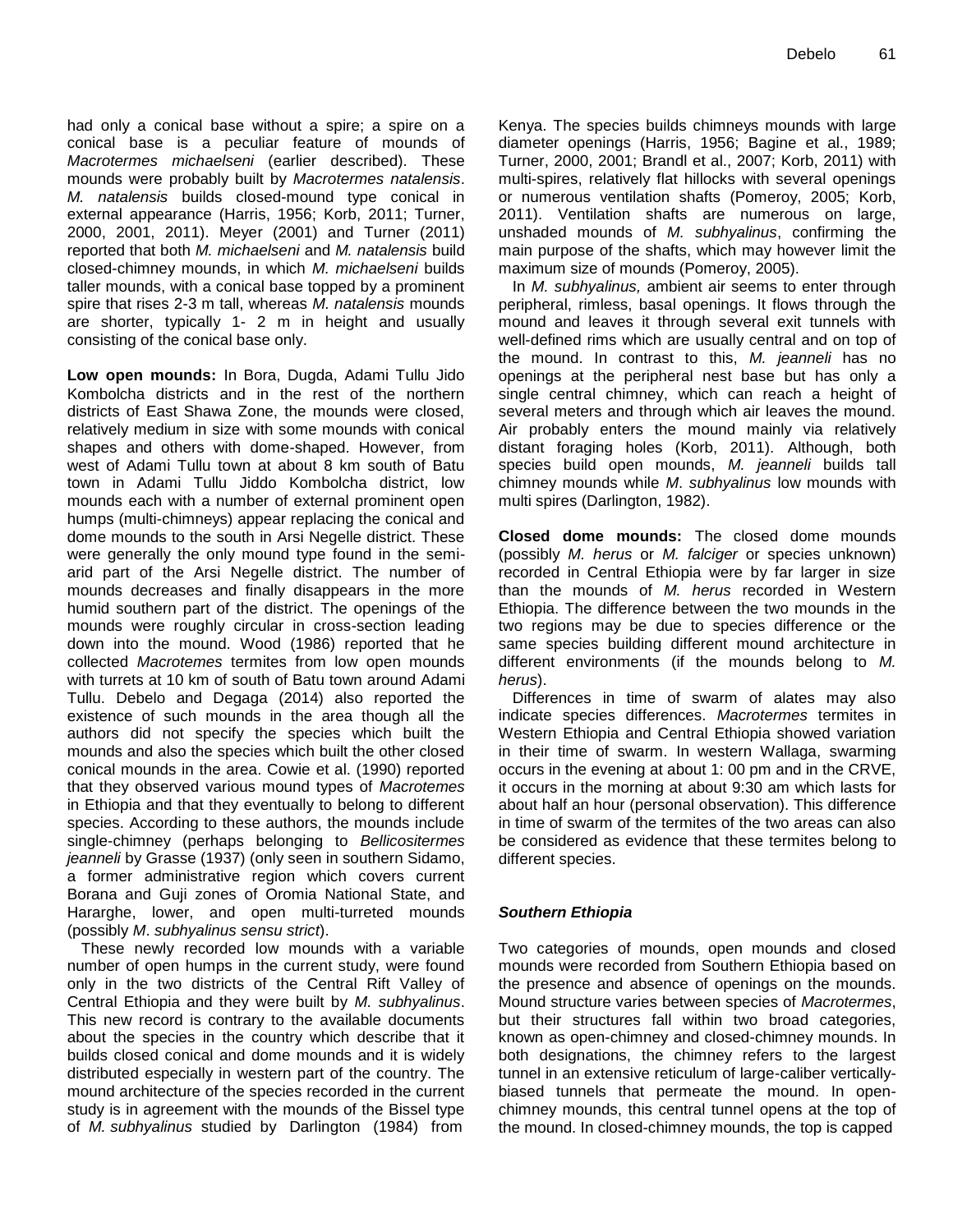had only a conical base without a spire; a spire on a conical base is a peculiar feature of mounds of *Macrotermes michaelseni* (earlier described). These mounds were probably built by *Macrotermes natalensis*. *M. natalensis* builds closed-mound type conical in external appearance (Harris, 1956; Korb, 2011; Turner, 2000, 2001, 2011). Meyer (2001) and Turner (2011) reported that both *M. michaelseni* and *M. natalensis* build closed-chimney mounds, in which *M. michaelseni* builds taller mounds, with a conical base topped by a prominent spire that rises 2-3 m tall, whereas *M. natalensis* mounds are shorter, typically 1- 2 m in height and usually consisting of the conical base only.

**Low open mounds:** In Bora, Dugda, Adami Tullu Jido Kombolcha districts and in the rest of the northern districts of East Shawa Zone, the mounds were closed, relatively medium in size with some mounds with conical shapes and others with dome-shaped. However, from west of Adami Tullu town at about 8 km south of Batu town in Adami Tullu Jiddo Kombolcha district, low mounds each with a number of external prominent open humps (multi-chimneys) appear replacing the conical and dome mounds to the south in Arsi Negelle district. These were generally the only mound type found in the semi-arid part of the Arsi Negelle district. The number of mounds decreases and finally disappears in the more humid southern part of the district. The openings of the mounds were roughly circular in cross-section leading down into the mound. Wood (1986) reported that he collected *Macrotemes* termites from low open mounds with turrets at 10 km of south of Batu town around Adami Tullu. Debelo and Degaga (2014) also reported the existence of such mounds in the area though all the authors did not specify the species which built the mounds and also the species which built the other closed conical mounds in the area. Cowie et al. (1990) reported that they observed various mound types of *Macrotemes* in Ethiopia and that they eventually to belong to different species. According to these authors, the mounds include single-chimney (perhaps belonging to *Bellicositermes jeanneli* by Grasse (1937) (only seen in southern Sidamo, a former administrative region which covers current Borana and Guji zones of Oromia National State, and Hararghe, lower, and open multi-turreted mounds (possibly *M. subhyalinus sensu strict*).

These newly recorded low mounds with a variable number of open humps in the current study, were found only in the two districts of the Central Rift Valley of Central Ethiopia and they were built by *M. subhyalinus*. This new record is contrary to the available documents about the species in the country which describe that it builds closed conical and dome mounds and it is widely distributed especially in western part of the country. The mound architecture of the species recorded in the current study is in agreement with the mounds of the Bissel type of *M. subhyalinus* studied by Darlington (1984) from Kenya. The species builds chimneys mounds with large diameter openings (Harris, 1956; Bagine et al., 1989; Turner, 2000, 2001; Brandl et al., 2007; Korb, 2011) with multi-spires, relatively flat hillocks with several openings or numerous ventilation shafts (Pomeroy, 2005; Korb, 2011). Ventilation shafts are numerous on large, unshaded mounds of *M. subhyalinus*, confirming the main purpose of the shafts, which may however limit the maximum size of mounds (Pomeroy, 2005).

In *M. subhyalinus,* ambient air seems to enter through peripheral, rimless, basal openings. It flows through the mound and leaves it through several exit tunnels with well-defined rims which are usually central and on top of the mound. In contrast to this, *M. jeanneli* has no openings at the peripheral nest base but has only a single central chimney, which can reach a height of several meters and through which air leaves the mound. Air probably enters the mound mainly via relatively distant foraging holes (Korb, 2011). Although, both species build open mounds, *M. jeanneli* builds tall chimney mounds while *M*. *subhyalinus* low mounds with multi spires (Darlington, 1982).

**Closed dome mounds:** The closed dome mounds (possibly *M. herus* or *M. falciger* or species unknown) recorded in Central Ethiopia were by far larger in size than the mounds of *M. herus* recorded in Western Ethiopia. The difference between the two mounds in the two regions may be due to species difference or the same species building different mound architecture in different environments (if the mounds belong to *M. herus*).

Differences in time of swarm of alates may also indicate species differences. *Macrotermes* termites in Western Ethiopia and Central Ethiopia showed variation in their time of swarm. In western Wallaga, swarming occurs in the evening at about 1: 00 pm and in the CRVE, it occurs in the morning at about 9:30 am which lasts for about half an hour (personal observation). This difference in time of swarm of the termites of the two areas can also be considered as evidence that these termites belong to different species.

### *Southern Ethiopia*

Two categories of mounds, open mounds and closed mounds were recorded from Southern Ethiopia based on the presence and absence of openings on the mounds. Mound structure varies between species of *Macrotermes*, but their structures fall within two broad categories, known as open-chimney and closed-chimney mounds. In both designations, the chimney refers to the largest tunnel in an extensive reticulum of large-caliber vertically-biased tunnels that permeate the mound. In open-chimney mounds, this central tunnel opens at the top of the mound. In closed-chimney mounds, the top is capped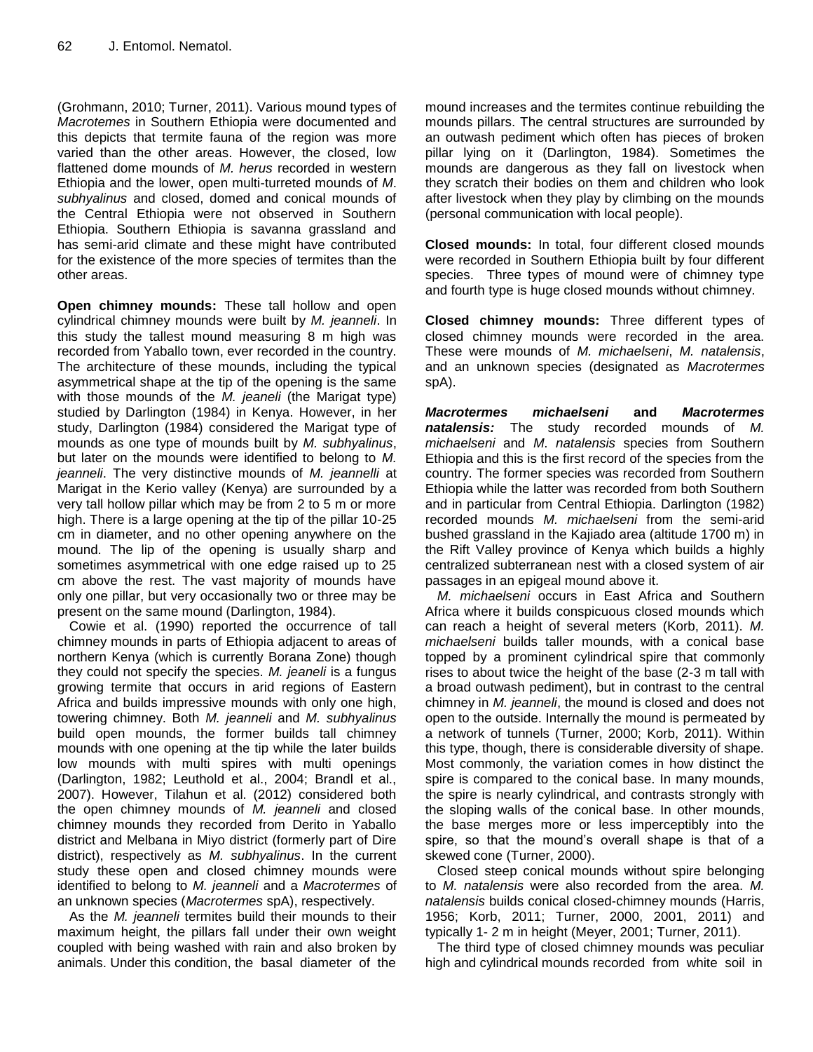(Grohmann, 2010; Turner, 2011). Various mound types of *Macrotemes* in Southern Ethiopia were documented and this depicts that termite fauna of the region was more varied than the other areas. However, the closed, low flattened dome mounds of *M. herus* recorded in western Ethiopia and the lower, open multi-turreted mounds of *M. subhyalinus* and closed, domed and conical mounds of the Central Ethiopia were not observed in Southern Ethiopia. Southern Ethiopia is savanna grassland and has semi-arid climate and these might have contributed for the existence of the more species of termites than the other areas.

**Open chimney mounds:** These tall hollow and open cylindrical chimney mounds were built by *M. jeanneli*. In this study the tallest mound measuring 8 m high was recorded from Yaballo town, ever recorded in the country. The architecture of these mounds, including the typical asymmetrical shape at the tip of the opening is the same with those mounds of the *M. jeaneli* (the Marigat type) studied by Darlington (1984) in Kenya. However, in her study, Darlington (1984) considered the Marigat type of mounds as one type of mounds built by *M. subhyalinus*, but later on the mounds were identified to belong to *M. jeanneli*. The very distinctive mounds of *M. jeannelli* at Marigat in the Kerio valley (Kenya) are surrounded by a very tall hollow pillar which may be from 2 to 5 m or more high. There is a large opening at the tip of the pillar 10-25 cm in diameter, and no other opening anywhere on the mound. The lip of the opening is usually sharp and sometimes asymmetrical with one edge raised up to 25 cm above the rest. The vast majority of mounds have only one pillar, but very occasionally two or three may be present on the same mound (Darlington, 1984).

Cowie et al. (1990) reported the occurrence of tall chimney mounds in parts of Ethiopia adjacent to areas of northern Kenya (which is currently Borana Zone) though they could not specify the species. *M. jeaneli* is a fungus growing termite that occurs in arid regions of Eastern Africa and builds impressive mounds with only one high, towering chimney. Both *M. jeanneli* and *M. subhyalinus* build open mounds, the former builds tall chimney mounds with one opening at the tip while the later builds low mounds with multi spires with multi openings (Darlington, 1982; Leuthold et al., 2004; Brandl et al., 2007). However, Tilahun et al. (2012) considered both the open chimney mounds of *M. jeanneli* and closed chimney mounds they recorded from Derito in Yaballo district and Melbana in Miyo district (formerly part of Dire district), respectively as *M. subhyalinus*. In the current study these open and closed chimney mounds were identified to belong to *M. jeanneli* and a *Macrotermes* of an unknown species (*Macrotermes* spA), respectively.

As the *M. jeanneli* termites build their mounds to their maximum height, the pillars fall under their own weight coupled with being washed with rain and also broken by animals. Under this condition, the basal diameter of the mound increases and the termites continue rebuilding the mounds pillars. The central structures are surrounded by an outwash pediment which often has pieces of broken pillar lying on it (Darlington, 1984). Sometimes the mounds are dangerous as they fall on livestock when they scratch their bodies on them and children who look after livestock when they play by climbing on the mounds (personal communication with local people).

**Closed mounds:** In total, four different closed mounds were recorded in Southern Ethiopia built by four different species. Three types of mound were of chimney type and fourth type is huge closed mounds without chimney.

**Closed chimney mounds:** Three different types of closed chimney mounds were recorded in the area. These were mounds of *M. michaelseni*, *M. natalensis*, and an unknown species (designated as *Macrotermes* spA).

***Macrotermes michaelseni* and *Macrotermes natalensis*:** The study recorded mounds of *M. michaelseni* and *M. natalensis* species from Southern Ethiopia and this is the first record of the species from the country. The former species was recorded from Southern Ethiopia while the latter was recorded from both Southern and in particular from Central Ethiopia. Darlington (1982) recorded mounds *M. michaelseni* from the semi-arid bushed grassland in the Kajiado area (altitude 1700 m) in the Rift Valley province of Kenya which builds a highly centralized subterranean nest with a closed system of air passages in an epigeal mound above it.

*M. michaelseni* occurs in East Africa and Southern Africa where it builds conspicuous closed mounds which can reach a height of several meters (Korb, 2011). *M. michaelseni* builds taller mounds, with a conical base topped by a prominent cylindrical spire that commonly rises to about twice the height of the base (2-3 m tall with a broad outwash pediment), but in contrast to the central chimney in *M. jeanneli*, the mound is closed and does not open to the outside. Internally the mound is permeated by a network of tunnels (Turner, 2000; Korb, 2011). Within this type, though, there is considerable diversity of shape. Most commonly, the variation comes in how distinct the spire is compared to the conical base. In many mounds, the spire is nearly cylindrical, and contrasts strongly with the sloping walls of the conical base. In other mounds, the base merges more or less imperceptibly into the spire, so that the mound's overall shape is that of a skewed cone (Turner, 2000).

Closed steep conical mounds without spire belonging to *M. natalensis* were also recorded from the area. *M. natalensis* builds conical closed-chimney mounds (Harris, 1956; Korb, 2011; Turner, 2000, 2001, 2011) and typically 1- 2 m in height (Meyer, 2001; Turner, 2011).

The third type of closed chimney mounds was peculiar high and cylindrical mounds recorded from white soil in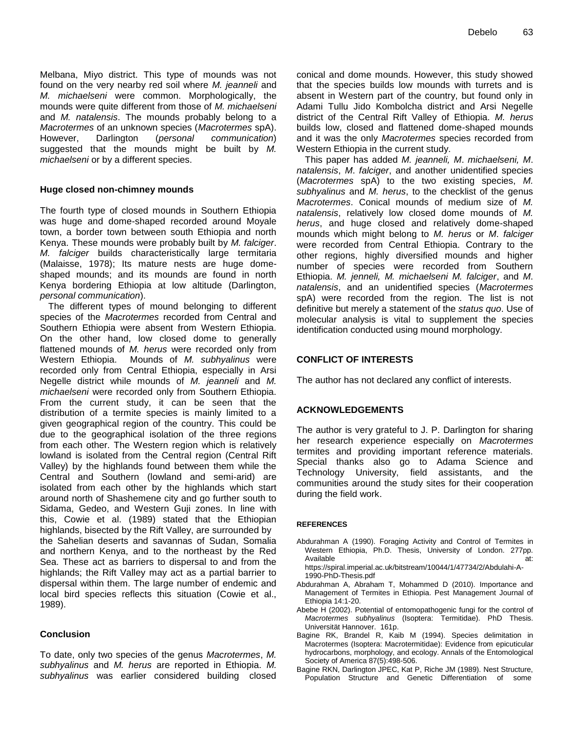Melbana, Miyo district. This type of mounds was not found on the very nearby red soil where *M. jeanneli* and *M. michaelseni* were common. Morphologically, the mounds were quite different from those of *M. michaelseni* and *M. natalensis*. The mounds probably belong to a *Macrotermes* of an unknown species (*Macrotermes* spA). However, Darlington (*personal communication*) suggested that the mounds might be built by *M. michaelseni* or by a different species.

### Huge closed non-chimney mounds

The fourth type of closed mounds in Southern Ethiopia was huge and dome-shaped recorded around Moyale town, a border town between south Ethiopia and north Kenya. These mounds were probably built by *M. falciger*. *M. falciger* builds characteristically large termitaria (Malaisse, 1978); Its mature nests are huge dome-shaped mounds; and its mounds are found in north Kenya bordering Ethiopia at low altitude (Darlington, *personal communication*).

The different types of mound belonging to different species of the *Macrotermes* recorded from Central and Southern Ethiopia were absent from Western Ethiopia. On the other hand, low closed dome to generally flattened mounds of *M. herus* were recorded only from Western Ethiopia. Mounds of *M. subhyalinus* were recorded only from Central Ethiopia, especially in Arsi Negelle district while mounds of *M. jeanneli* and *M. michaelseni* were recorded only from Southern Ethiopia. From the current study, it can be seen that the distribution of a termite species is mainly limited to a given geographical region of the country. This could be due to the geographical isolation of the three regions from each other. The Western region which is relatively lowland is isolated from the Central region (Central Rift Valley) by the highlands found between them while the Central and Southern (lowland and semi-arid) are isolated from each other by the highlands which start around north of Shashemene city and go further south to Sidama, Gedeo, and Western Guji zones. In line with this, Cowie et al. (1989) stated that the Ethiopian highlands, bisected by the Rift Valley, are surrounded by the Sahelian deserts and savannas of Sudan, Somalia and northern Kenya, and to the northeast by the Red Sea. These act as barriers to dispersal to and from the highlands; the Rift Valley may act as a partial barrier to dispersal within them. The large number of endemic and local bird species reflects this situation (Cowie et al., 1989).

## Conclusion

To date, only two species of the genus *Macrotermes*, *M. subhyalinus* and *M. herus* are reported in Ethiopia. *M. subhyalinus* was earlier considered building closed conical and dome mounds. However, this study showed that the species builds low mounds with turrets and is absent in Western part of the country, but found only in Adami Tullu Jido Kombolcha district and Arsi Negelle district of the Central Rift Valley of Ethiopia. *M. herus* builds low, closed and flattened dome-shaped mounds and it was the only *Macrotermes* species recorded from Western Ethiopia in the current study.

This paper has added *M. jeanneli, M*. *michaelseni, M*. *natalensis*, *M*. *falciger*, and another unidentified species (*Macrotermes* spA) to the two existing species, *M. subhyalinus* and *M. herus*, to the checklist of the genus *Macrotermes*. Conical mounds of medium size of *M. natalensis*, relatively low closed dome mounds of *M. herus*, and huge closed and relatively dome-shaped mounds which might belong to *M. herus* or *M*. *falciger* were recorded from Central Ethiopia. Contrary to the other regions, highly diversified mounds and higher number of species were recorded from Southern Ethiopia. *M. jenneli, M. michaelseni M. falciger*, and *M*. *natalensis*, and an unidentified species (*Macrotermes* spA) were recorded from the region. The list is not definitive but merely a statement of the *status quo*. Use of molecular analysis is vital to supplement the species identification conducted using mound morphology.

## CONFLICT OF INTERESTS

The author has not declared any conflict of interests.

## ACKNOWLEDGEMENTS

The author is very grateful to J. P. Darlington for sharing her research experience especially on *Macrotermes* termites and providing important reference materials. Special thanks also go to Adama Science and Technology University, field assistants, and the communities around the study sites for their cooperation during the field work.

## REFERENCES

Abdurahman A (1990). Foraging Activity and Control of Termites in Western Ethiopia, Ph.D. Thesis, University of London. 277pp. Available at: https://spiral.imperial.ac.uk/bitstream/10044/1/47734/2/Abdulahi-A-1990-PhD-Thesis.pdf

Abdurahman A, Abraham T, Mohammed D (2010). Importance and Management of Termites in Ethiopia. Pest Management Journal of Ethiopia 14:1-20.

Abebe H (2002). Potential of entomopathogenic fungi for the control of *Macrotermes subhyalinus* (Isoptera: Termitidae). PhD Thesis. Universität Hannover. 161p.

Bagine RK, Brandel R, Kaib M (1994). Species delimitation in Macrotermes (Isoptera: Macrotermitidae): Evidence from epicuticular hydrocarbons, morphology, and ecology. Annals of the Entomological Society of America 87(5):498-506.

Bagine RKN, Darlington JPEC, Kat P, Riche JM (1989). Nest Structure, Population Structure and Genetic Differentiation of some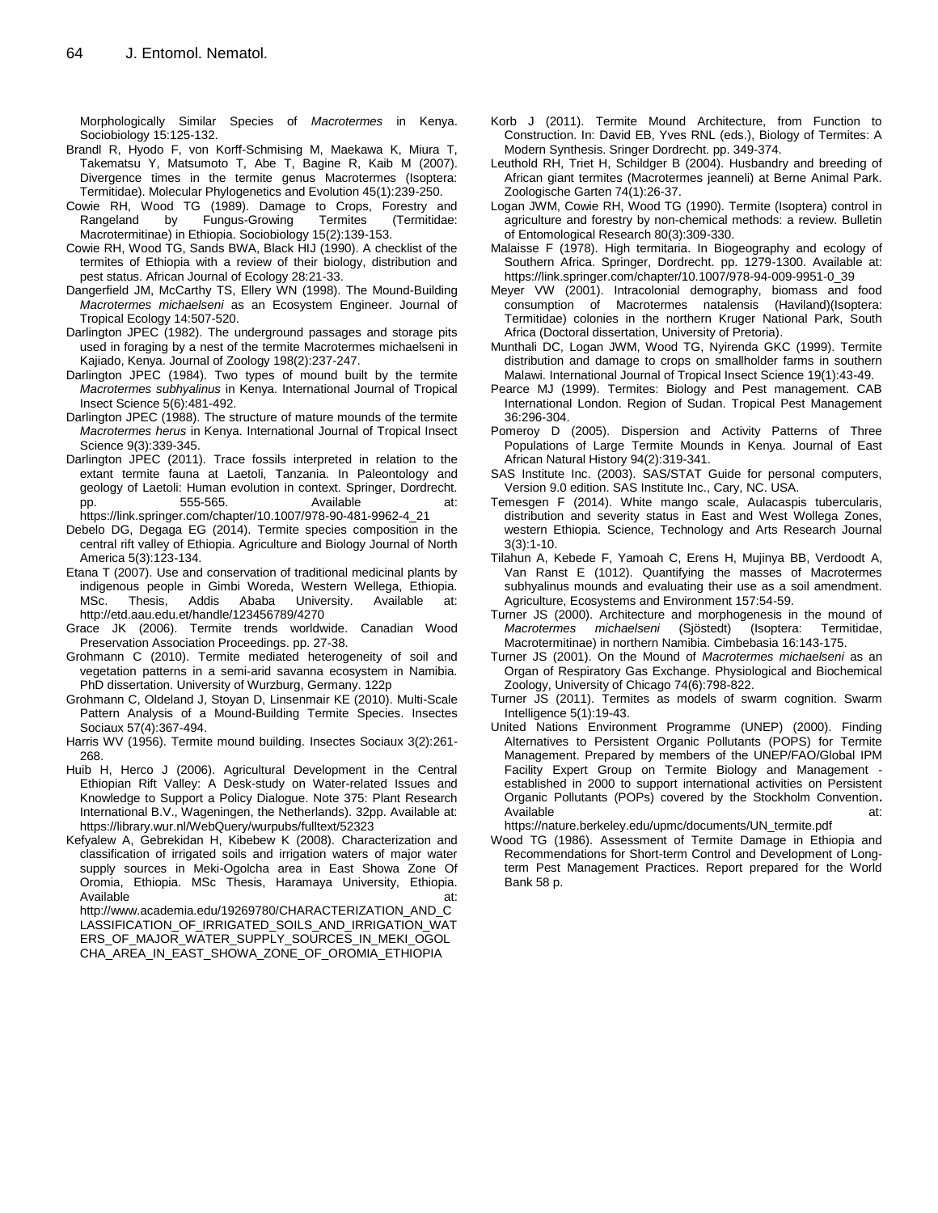Morphologically Similar Species of *Macrotermes* in Kenya. Sociobiology 15:125-132.

Brandl R, Hyodo F, von Korff-Schmising M, Maekawa K, Miura T, Takematsu Y, Matsumoto T, Abe T, Bagine R, Kaib M (2007). Divergence times in the termite genus Macrotermes (Isoptera: Termitidae). Molecular Phylogenetics and Evolution 45(1):239-250.

Cowie RH, Wood TG (1989). Damage to Crops, Forestry and Rangeland by Fungus-Growing Termites (Termitidae: Macrotermitinae) in Ethiopia. Sociobiology 15(2):139-153.

Cowie RH, Wood TG, Sands BWA, Black HIJ (1990). A checklist of the termites of Ethiopia with a review of their biology, distribution and pest status. African Journal of Ecology 28:21-33.

Dangerfield JM, McCarthy TS, Ellery WN (1998). The Mound-Building *Macrotermes michaelseni* as an Ecosystem Engineer. Journal of Tropical Ecology 14:507-520.

Darlington JPEC (1982). The underground passages and storage pits used in foraging by a nest of the termite Macrotermes michaelseni in Kajiado, Kenya. Journal of Zoology 198(2):237-247.

Darlington JPEC (1984). Two types of mound built by the termite *Macrotermes subhyalinus* in Kenya. International Journal of Tropical Insect Science 5(6):481-492.

Darlington JPEC (1988). The structure of mature mounds of the termite *Macrotermes herus* in Kenya. International Journal of Tropical Insect Science 9(3):339-345.

Darlington JPEC (2011). Trace fossils interpreted in relation to the extant termite fauna at Laetoli, Tanzania. In Paleontology and geology of Laetoli: Human evolution in context. Springer, Dordrecht. pp. 555-565. Available at: https://link.springer.com/chapter/10.1007/978-90-481-9962-4_21

Debelo DG, Degaga EG (2014). Termite species composition in the central rift valley of Ethiopia. Agriculture and Biology Journal of North America 5(3):123-134.

Etana T (2007). Use and conservation of traditional medicinal plants by indigenous people in Gimbi Woreda, Western Wellega, Ethiopia. MSc. Thesis, Addis Ababa University. Available at: http://etd.aau.edu.et/handle/123456789/4270

Grace JK (2006). Termite trends worldwide. Canadian Wood Preservation Association Proceedings. pp. 27-38.

Grohmann C (2010). Termite mediated heterogeneity of soil and vegetation patterns in a semi-arid savanna ecosystem in Namibia. PhD dissertation. University of Wurzburg, Germany. 122p

Grohmann C, Oldeland J, Stoyan D, Linsenmair KE (2010). Multi-Scale Pattern Analysis of a Mound-Building Termite Species. Insectes Sociaux 57(4):367-494.

Harris WV (1956). Termite mound building. Insectes Sociaux 3(2):261-268.

Huib H, Herco J (2006). Agricultural Development in the Central Ethiopian Rift Valley: A Desk-study on Water-related Issues and Knowledge to Support a Policy Dialogue. Note 375: Plant Research International B.V., Wageningen, the Netherlands). 32pp. Available at: https://library.wur.nl/WebQuery/wurpubs/fulltext/52323

Kefyalew A, Gebrekidan H, Kibebew K (2008). Characterization and classification of irrigated soils and irrigation waters of major water supply sources in Meki-Ogolcha area in East Showa Zone Of Oromia, Ethiopia. MSc Thesis, Haramaya University, Ethiopia. Available at: http://www.academia.edu/19269780/CHARACTERIZATION_AND_CLASSIFICATION_OF_IRRIGATED_SOILS_AND_IRRIGATION_WATERS_OF_MAJOR_WATER_SUPPLY_SOURCES_IN_MEKI_OGOLCHA_AREA_IN_EAST_SHOWA_ZONE_OF_OROMIA_ETHIOPIA

Korb J (2011). Termite Mound Architecture, from Function to Construction. In: David EB, Yves RNL (eds.), Biology of Termites: A Modern Synthesis. Sringer Dordrecht. pp. 349-374.

Leuthold RH, Triet H, Schildger B (2004). Husbandry and breeding of African giant termites (Macrotermes jeanneli) at Berne Animal Park. Zoologische Garten 74(1):26-37.

Logan JWM, Cowie RH, Wood TG (1990). Termite (Isoptera) control in agriculture and forestry by non-chemical methods: a review. Bulletin of Entomological Research 80(3):309-330.

Malaisse F (1978). High termitaria. In Biogeography and ecology of Southern Africa. Springer, Dordrecht. pp. 1279-1300. Available at: https://link.springer.com/chapter/10.1007/978-94-009-9951-0_39

Meyer VW (2001). Intracolonial demography, biomass and food consumption of Macrotermes natalensis (Haviland)(Isoptera: Termitidae) colonies in the northern Kruger National Park, South Africa (Doctoral dissertation, University of Pretoria).

Munthali DC, Logan JWM, Wood TG, Nyirenda GKC (1999). Termite distribution and damage to crops on smallholder farms in southern Malawi. International Journal of Tropical Insect Science 19(1):43-49.

Pearce MJ (1999). Termites: Biology and Pest management. CAB International London. Region of Sudan. Tropical Pest Management 36:296-304.

Pomeroy D (2005). Dispersion and Activity Patterns of Three Populations of Large Termite Mounds in Kenya. Journal of East African Natural History 94(2):319-341.

SAS Institute Inc. (2003). SAS/STAT Guide for personal computers, Version 9.0 edition. SAS Institute Inc., Cary, NC. USA.

Temesgen F (2014). White mango scale, Aulacaspis tubercularis, distribution and severity status in East and West Wollega Zones, western Ethiopia. Science, Technology and Arts Research Journal 3(3):1-10.

Tilahun A, Kebede F, Yamoah C, Erens H, Mujinya BB, Verdoodt A, Van Ranst E (1012). Quantifying the masses of Macrotermes subhyalinus mounds and evaluating their use as a soil amendment. Agriculture, Ecosystems and Environment 157:54-59.

Turner JS (2000). Architecture and morphogenesis in the mound of *Macrotermes michaelseni* (Sjöstedt) (Isoptera: Termitidae, Macrotermitinae) in northern Namibia. Cimbebasia 16:143-175.

Turner JS (2001). On the Mound of *Macrotermes michaelseni* as an Organ of Respiratory Gas Exchange. Physiological and Biochemical Zoology, University of Chicago 74(6):798-822.

Turner JS (2011). Termites as models of swarm cognition. Swarm Intelligence 5(1):19-43.

United Nations Environment Programme (UNEP) (2000). Finding Alternatives to Persistent Organic Pollutants (POPS) for Termite Management. Prepared by members of the UNEP/FAO/Global IPM Facility Expert Group on Termite Biology and Management - established in 2000 to support international activities on Persistent Organic Pollutants (POPs) covered by the Stockholm Convention. Available at: https://nature.berkeley.edu/upmc/documents/UN_termite.pdf

Wood TG (1986). Assessment of Termite Damage in Ethiopia and Recommendations for Short-term Control and Development of Long-term Pest Management Practices. Report prepared for the World Bank 58 p.